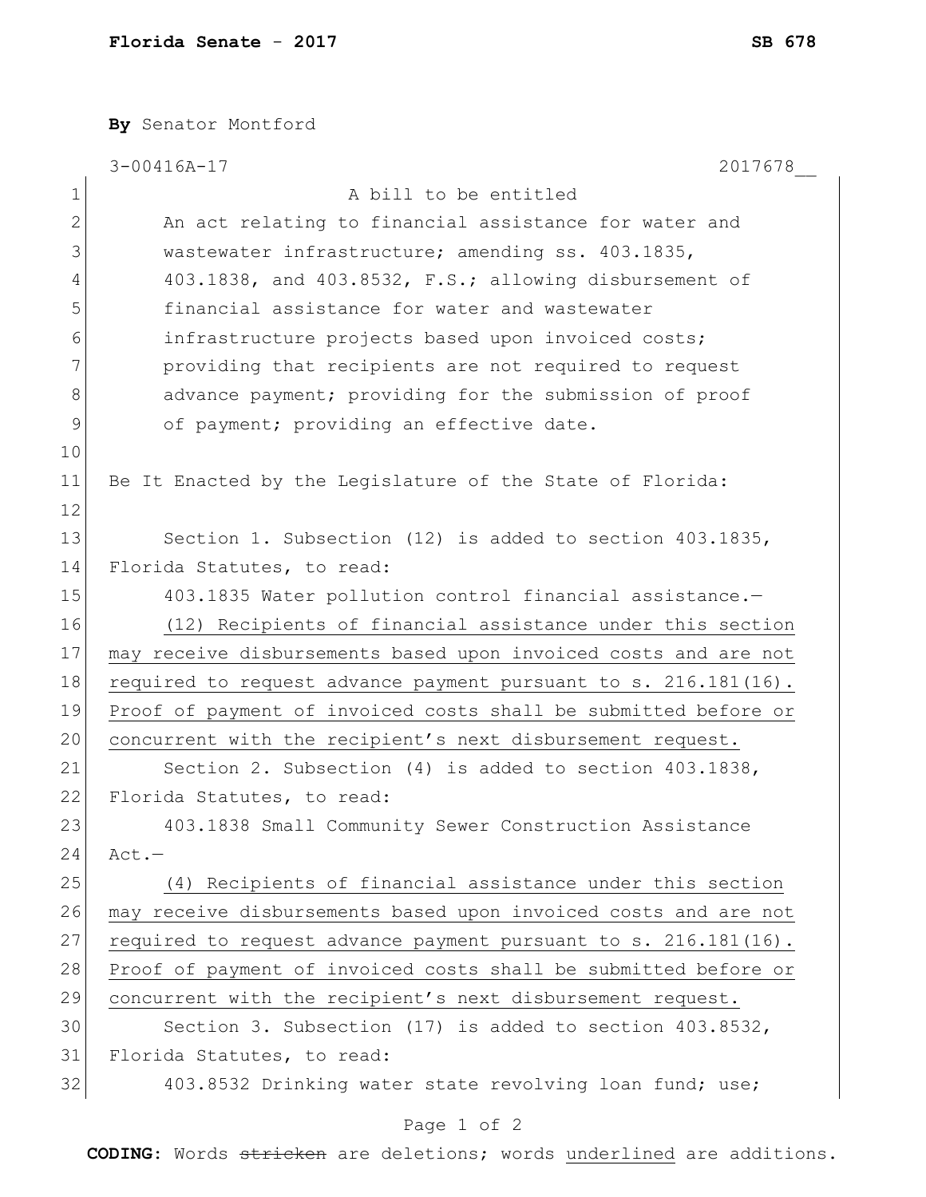**Florida Senate - 2017** **SB 678**

**By** Senator Montford

3-00416A-17 2017678__

A bill to be entitled

An act relating to financial assistance for water and wastewater infrastructure; amending ss. 403.1835, 403.1838, and 403.8532, F.S.; allowing disbursement of financial assistance for water and wastewater infrastructure projects based upon invoiced costs; providing that recipients are not required to request advance payment; providing for the submission of proof of payment; providing an effective date.

Be It Enacted by the Legislature of the State of Florida:

Section 1. Subsection (12) is added to section 403.1835, Florida Statutes, to read:

403.1835 Water pollution control financial assistance.—

<u>(12) Recipients of financial assistance under this section may receive disbursements based upon invoiced costs and are not required to request advance payment pursuant to s. 216.181(16). Proof of payment of invoiced costs shall be submitted before or concurrent with the recipient's next disbursement request.</u>

Section 2. Subsection (4) is added to section 403.1838, Florida Statutes, to read:

403.1838 Small Community Sewer Construction Assistance Act.—

<u>(4) Recipients of financial assistance under this section may receive disbursements based upon invoiced costs and are not required to request advance payment pursuant to s. 216.181(16). Proof of payment of invoiced costs shall be submitted before or concurrent with the recipient's next disbursement request.</u>

Section 3. Subsection (17) is added to section 403.8532, Florida Statutes, to read:

403.8532 Drinking water state revolving loan fund; use;

**CODING:** Words ~~stricken~~ are deletions; words <u>underlined</u> are additions.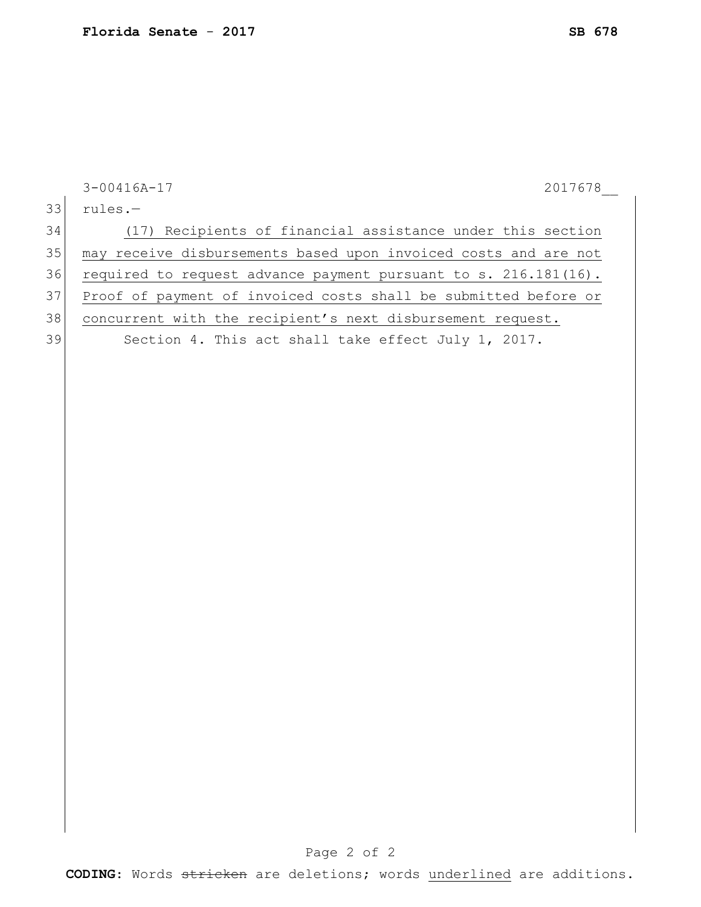rules.—

(17) Recipients of financial assistance under this section may receive disbursements based upon invoiced costs and are not required to request advance payment pursuant to s. 216.181(16). Proof of payment of invoiced costs shall be submitted before or concurrent with the recipient's next disbursement request.

Section 4. This act shall take effect July 1, 2017.